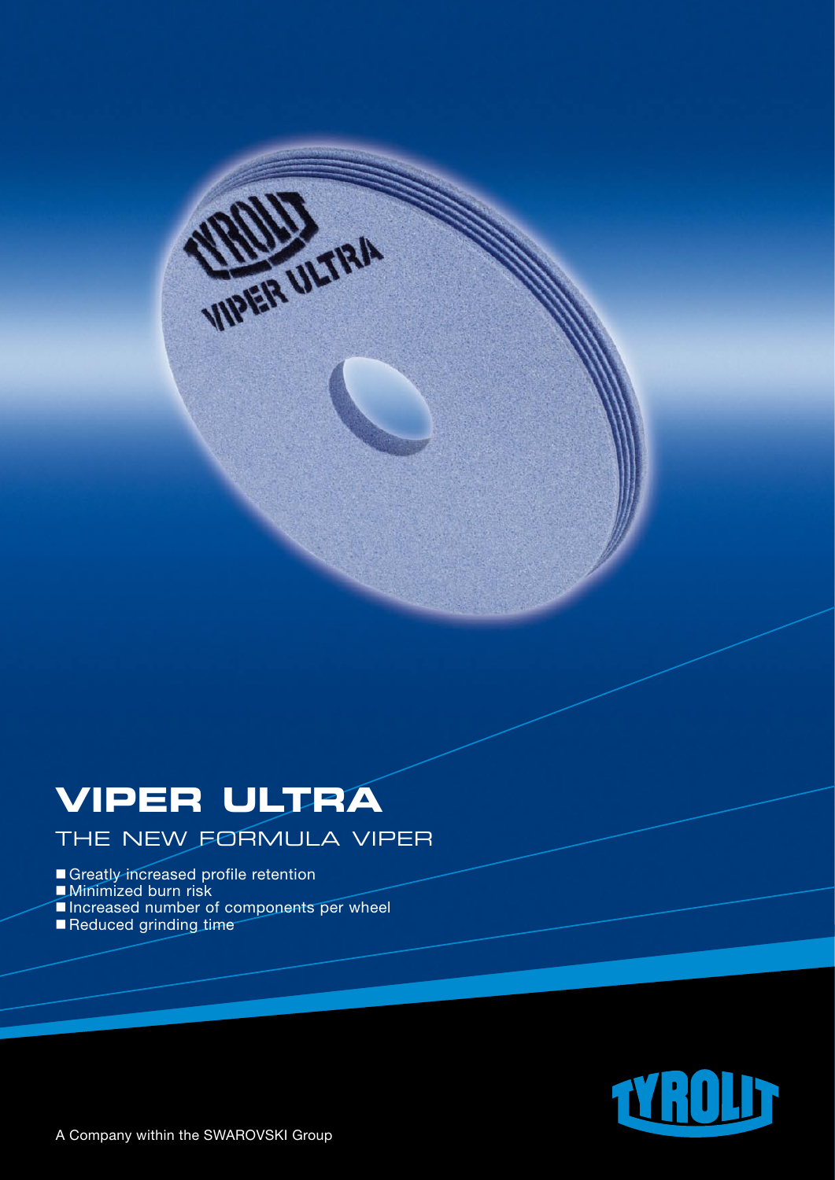# VIPER ULTRA

## THE NEW FORMULA VIPER

- Greatly increased profile retention
- Minimized burn risk
- Increased number of components per wheel
- Reduced grinding time

A Company within the SWAROVSKI Group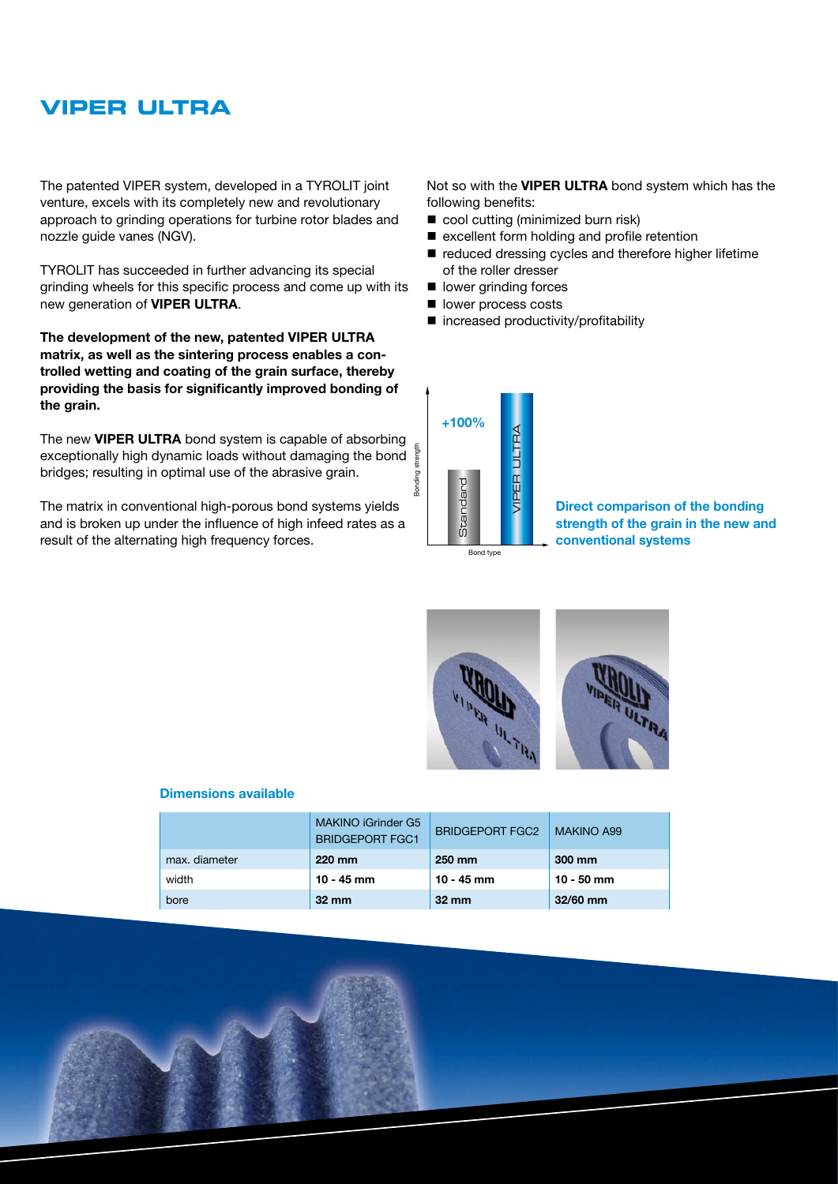# VIPER ULTRA

The patented VIPER system, developed in a TYROLIT joint venture, excels with its completely new and revolutionary approach to grinding operations for turbine rotor blades and nozzle guide vanes (NGV).

TYROLIT has succeeded in further advancing its special grinding wheels for this specific process and come up with its new generation of **VIPER ULTRA**.

**The development of the new, patented VIPER ULTRA matrix, as well as the sintering process enables a controlled wetting and coating of the grain surface, thereby providing the basis for significantly improved bonding of the grain.**

The new **VIPER ULTRA** bond system is capable of absorbing exceptionally high dynamic loads without damaging the bond bridges; resulting in optimal use of the abrasive grain.

The matrix in conventional high-porous bond systems yields and is broken up under the influence of high infeed rates as a result of the alternating high frequency forces.

Not so with the **VIPER ULTRA** bond system which has the following benefits:

- cool cutting (minimized burn risk)
- excellent form holding and profile retention
- reduced dressing cycles and therefore higher lifetime of the roller dresser
- lower grinding forces
- lower process costs
- increased productivity/profitability

Bonding strength | +100% | Standard | VIPER ULTRA | Bond type

**Direct comparison of the bonding strength of the grain in the new and conventional systems**

### Dimensions available

| | MAKINO iGrinder G5 BRIDGEPORT FGC1 | BRIDGEPORT FGC2 | MAKINO A99 |
|---|---|---|---|
| max. diameter | **220 mm** | **250 mm** | **300 mm** |
| width | **10 - 45 mm** | **10 - 45 mm** | **10 - 50 mm** |
| bore | **32 mm** | **32 mm** | **32/60 mm** |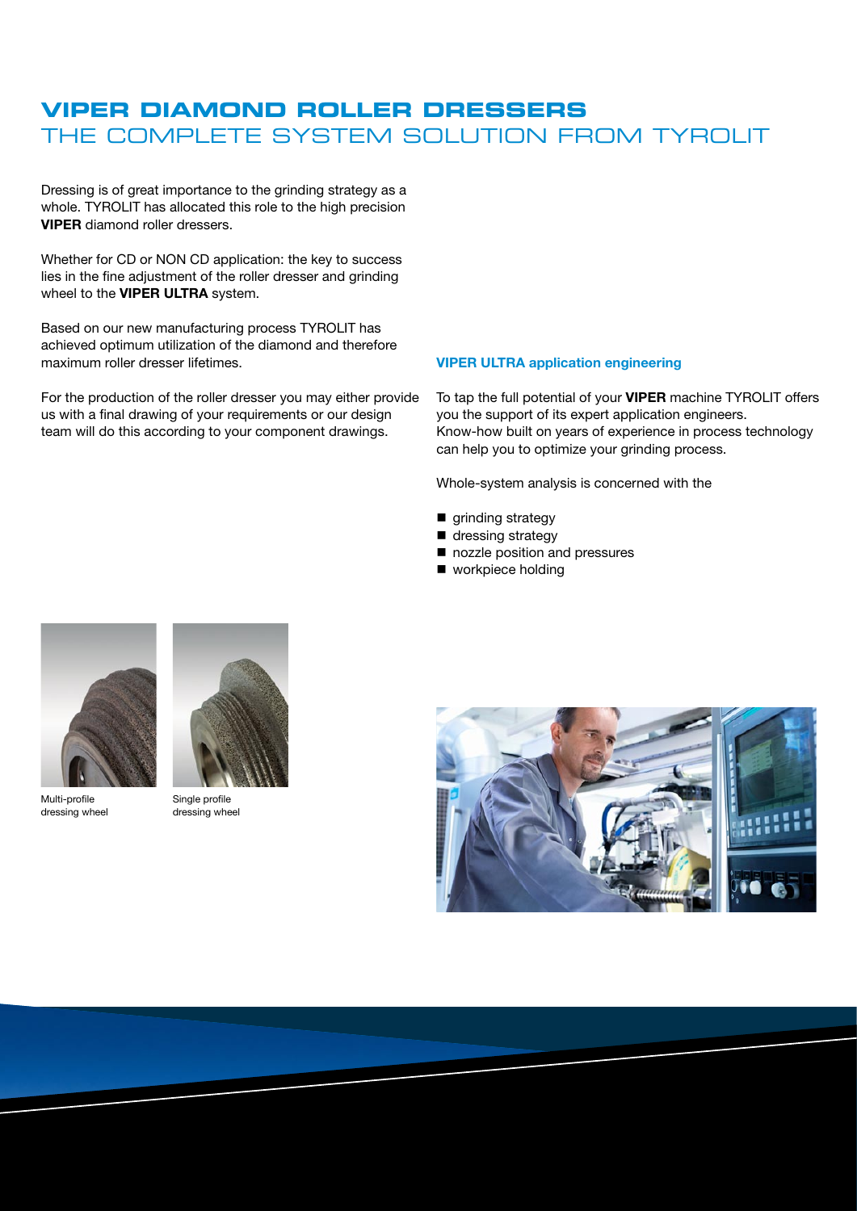# VIPER DIAMOND ROLLER DRESSERS
## THE COMPLETE SYSTEM SOLUTION FROM TYROLIT

Dressing is of great importance to the grinding strategy as a whole. TYROLIT has allocated this role to the high precision **VIPER** diamond roller dressers.

Whether for CD or NON CD application: the key to success lies in the fine adjustment of the roller dresser and grinding wheel to the **VIPER ULTRA** system.

Based on our new manufacturing process TYROLIT has achieved optimum utilization of the diamond and therefore maximum roller dresser lifetimes.

For the production of the roller dresser you may either provide us with a final drawing of your requirements or our design team will do this according to your component drawings.

### VIPER ULTRA application engineering

To tap the full potential of your **VIPER** machine TYROLIT offers you the support of its expert application engineers. Know-how built on years of experience in process technology can help you to optimize your grinding process.

Whole-system analysis is concerned with the

- grinding strategy
- dressing strategy
- nozzle position and pressures
- workpiece holding

Multi-profile dressing wheel

Single profile dressing wheel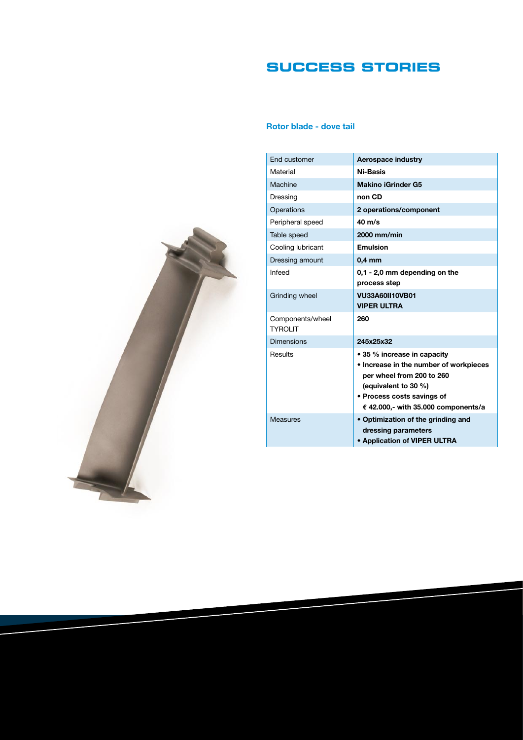# SUCCESS STORIES

## Rotor blade - dove tail

| | |
|---|---|
| End customer | **Aerospace industry** |
| Material | **Ni-Basis** |
| Machine | **Makino iGrinder G5** |
| Dressing | **non CD** |
| Operations | **2 operations/component** |
| Peripheral speed | **40 m/s** |
| Table speed | **2000 mm/min** |
| Cooling lubricant | **Emulsion** |
| Dressing amount | **0,4 mm** |
| Infeed | **0,1 - 2,0 mm depending on the process step** |
| Grinding wheel | **VU33A60II10VB01 VIPER ULTRA** |
| Components/wheel TYROLIT | **260** |
| Dimensions | **245x25x32** |
| Results | **• 35 % increase in capacity<br>• Increase in the number of workpieces per wheel from 200 to 260 (equivalent to 30 %)<br>• Process costs savings of € 42.000,- with 35.000 components/a** |
| Measures | **• Optimization of the grinding and dressing parameters<br>• Application of VIPER ULTRA** |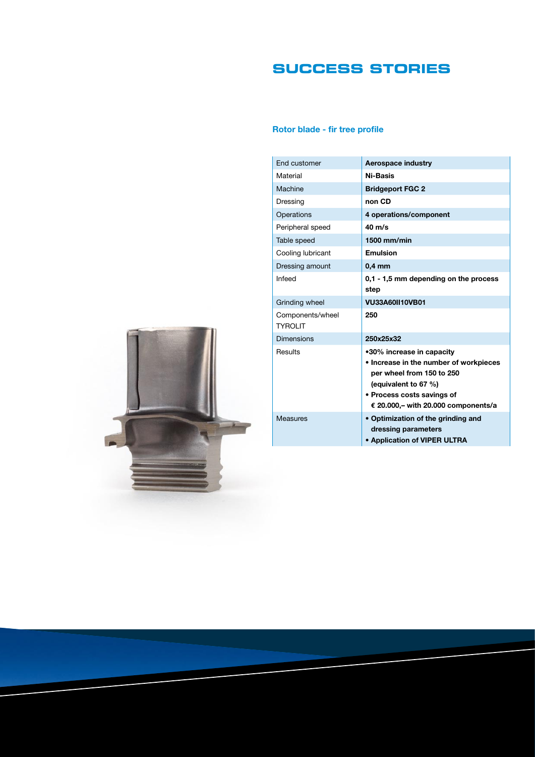# SUCCESS STORIES

## Rotor blade - fir tree profile

| | |
|---|---|
| End customer | **Aerospace industry** |
| Material | **Ni-Basis** |
| Machine | **Bridgeport FGC 2** |
| Dressing | **non CD** |
| Operations | **4 operations/component** |
| Peripheral speed | **40 m/s** |
| Table speed | **1500 mm/min** |
| Cooling lubricant | **Emulsion** |
| Dressing amount | **0,4 mm** |
| Infeed | **0,1 - 1,5 mm depending on the process step** |
| Grinding wheel | **VU33A60II10VB01** |
| Components/wheel TYROLIT | **250** |
| Dimensions | **250x25x32** |
| Results | **•30% increase in capacity**<br>**• Increase in the number of workpieces per wheel from 150 to 250 (equivalent to 67 %)**<br>**• Process costs savings of € 20.000,– with 20.000 components/a** |
| Measures | **• Optimization of the grinding and dressing parameters**<br>**• Application of VIPER ULTRA** |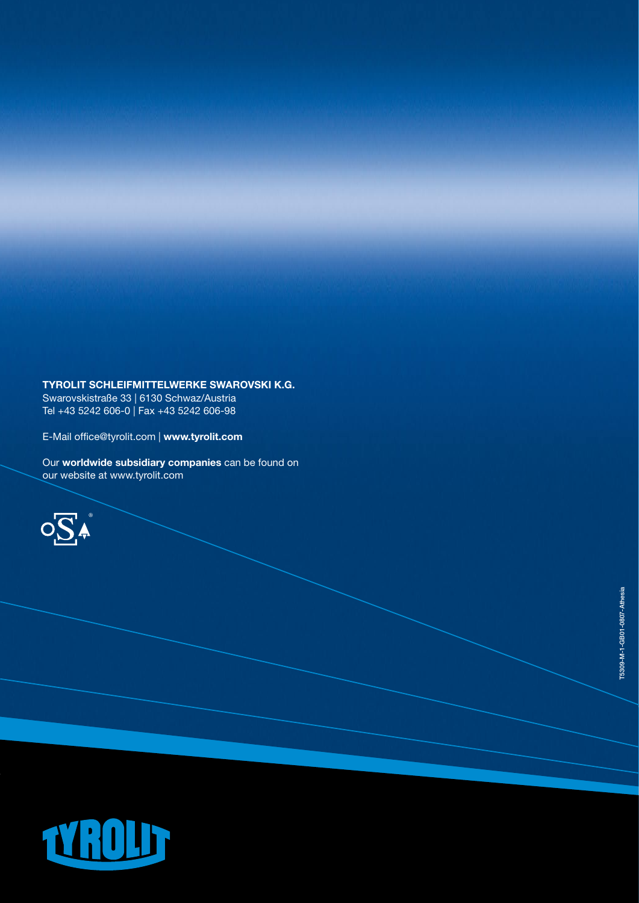**TYROLIT SCHLEIFMITTELWERKE SWAROVSKI K.G.**
Swarovskistraße 33 | 6130 Schwaz/Austria
Tel +43 5242 606-0 | Fax +43 5242 606-98

E-Mail office@tyrolit.com | **www.tyrolit.com**

Our **worldwide subsidiary companies** can be found on our website at www.tyrolit.com

T5309-M-1-GB01-0807-Athesia